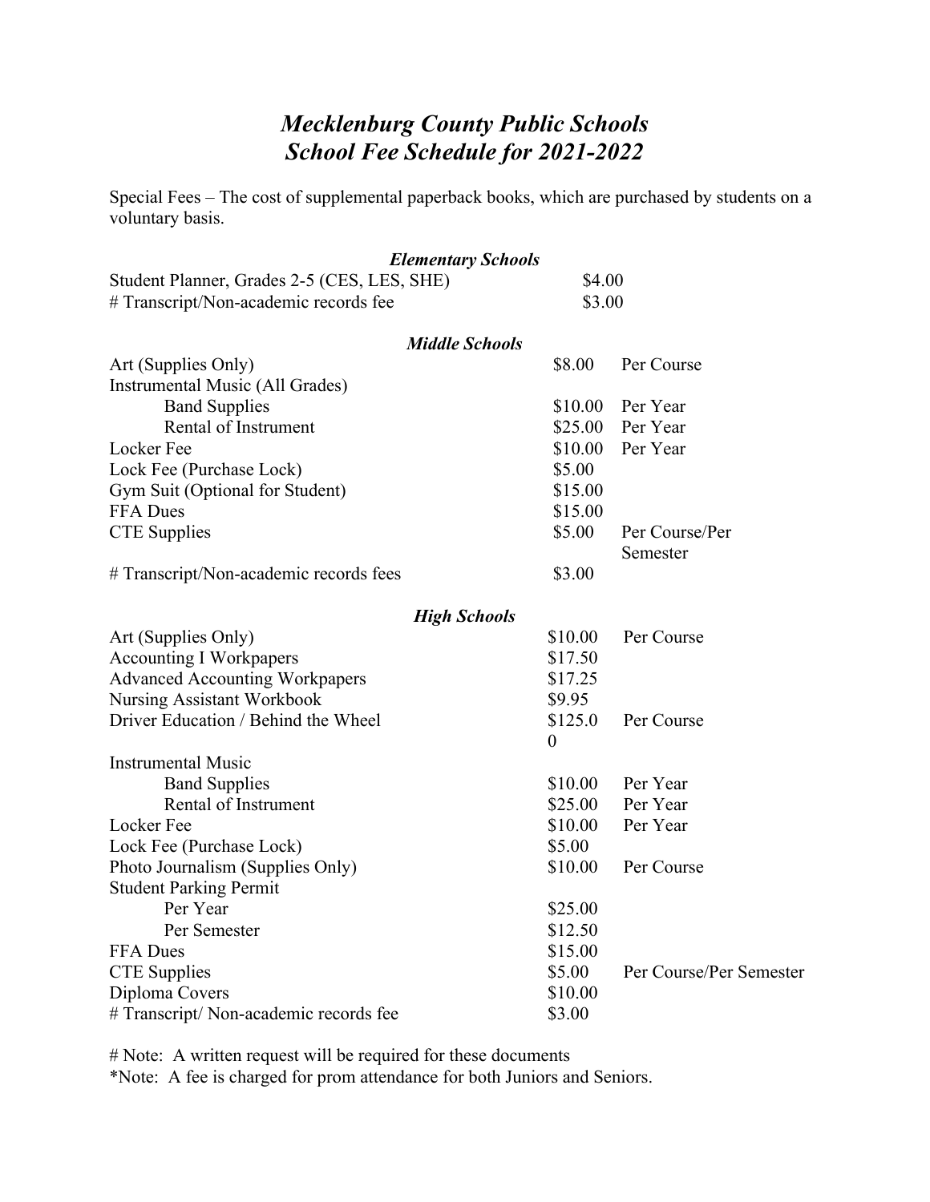# *Mecklenburg County Public Schools*
# *School Fee Schedule for 2021-2022*

Special Fees – The cost of supplemental paperback books, which are purchased by students on a voluntary basis.

### *Elementary Schools*

| Item | Fee | |
|---|---|---|
| Student Planner, Grades 2-5 (CES, LES, SHE) | $4.00 | |
| # Transcript/Non-academic records fee | $3.00 | |

### *Middle Schools*

| Item | Fee | |
|---|---|---|
| Art (Supplies Only) | $8.00 | Per Course |
| Instrumental Music (All Grades) | | |
| Band Supplies | $10.00 | Per Year |
| Rental of Instrument | $25.00 | Per Year |
| Locker Fee | $10.00 | Per Year |
| Lock Fee (Purchase Lock) | $5.00 | |
| Gym Suit (Optional for Student) | $15.00 | |
| FFA Dues | $15.00 | |
| CTE Supplies | $5.00 | Per Course/Per Semester |
| # Transcript/Non-academic records fees | $3.00 | |

### *High Schools*

| Item | Fee | |
|---|---|---|
| Art (Supplies Only) | $10.00 | Per Course |
| Accounting I Workpapers | $17.50 | |
| Advanced Accounting Workpapers | $17.25 | |
| Nursing Assistant Workbook | $9.95 | |
| Driver Education / Behind the Wheel | $125.00 | Per Course |
| Instrumental Music | | |
| Band Supplies | $10.00 | Per Year |
| Rental of Instrument | $25.00 | Per Year |
| Locker Fee | $10.00 | Per Year |
| Lock Fee (Purchase Lock) | $5.00 | |
| Photo Journalism (Supplies Only) | $10.00 | Per Course |
| Student Parking Permit | | |
| Per Year | $25.00 | |
| Per Semester | $12.50 | |
| FFA Dues | $15.00 | |
| CTE Supplies | $5.00 | Per Course/Per Semester |
| Diploma Covers | $10.00 | |
| # Transcript/ Non-academic records fee | $3.00 | |

# Note: A written request will be required for these documents

*Note: A fee is charged for prom attendance for both Juniors and Seniors.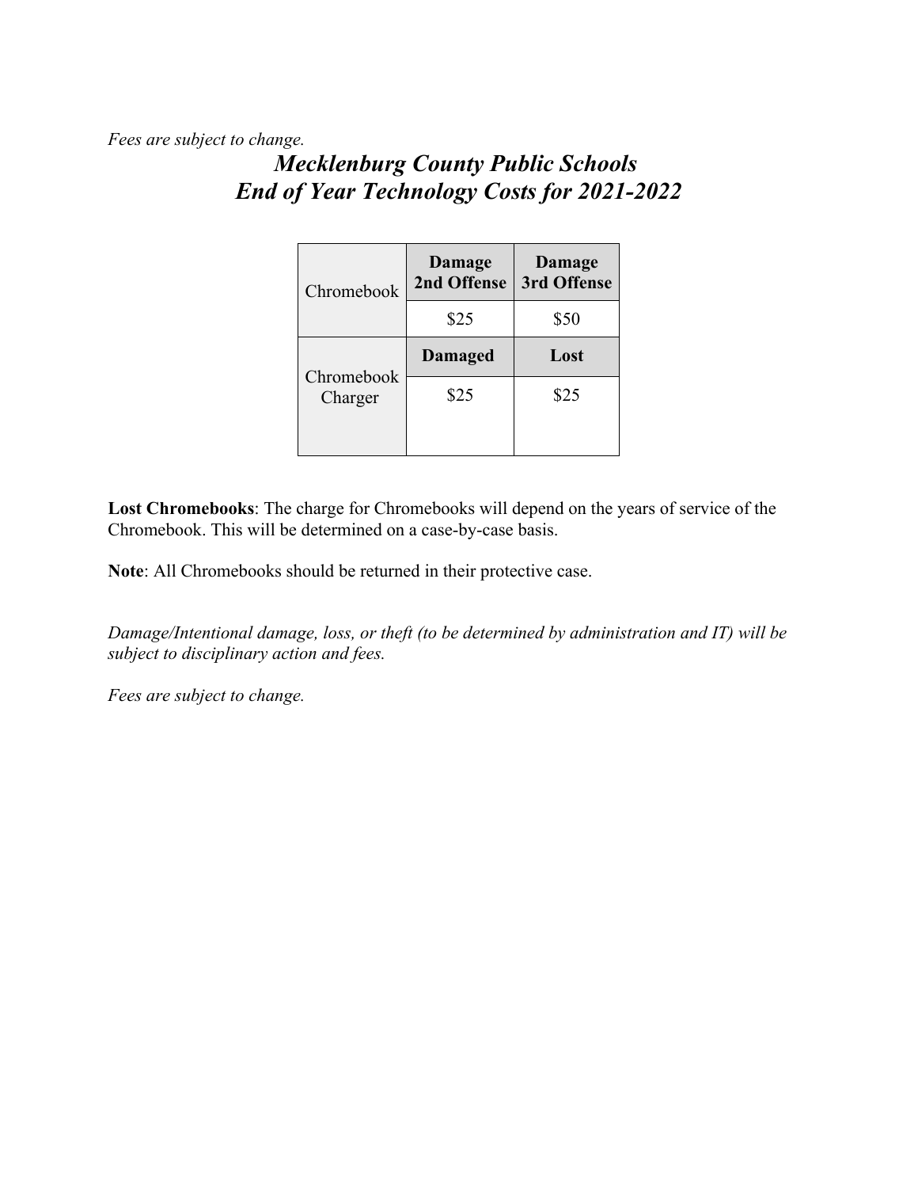*Fees are subject to change.*

# *Mecklenburg County Public Schools*
# *End of Year Technology Costs for 2021-2022*

| | | |
|---|---|---|
| Chromebook | **Damage 2nd Offense** | **Damage 3rd Offense** |
| | $25 | $50 |
| Chromebook Charger | **Damaged** | **Lost** |
| | $25 | $25 |

**Lost Chromebooks**: The charge for Chromebooks will depend on the years of service of the Chromebook. This will be determined on a case-by-case basis.

**Note**: All Chromebooks should be returned in their protective case.

*Damage/Intentional damage, loss, or theft (to be determined by administration and IT) will be subject to disciplinary action and fees.*

*Fees are subject to change.*